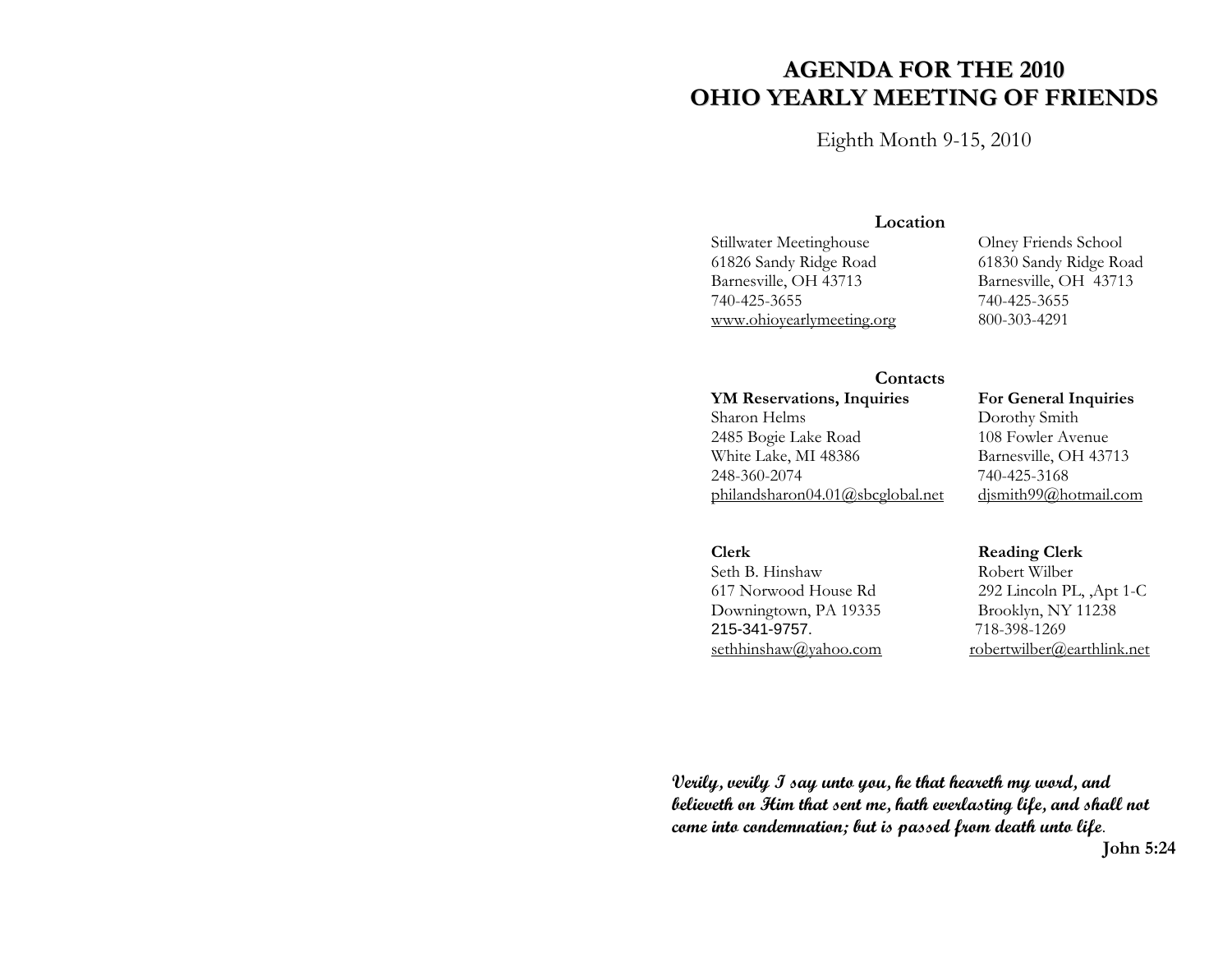# AGENDA FOR THE 2010 OHIO YEARLY MEETING OF FRIENDS

Eighth Month 9-15, 2010

## Location

Stillwater Meetinghouse
61826 Sandy Ridge Road
Barnesville, OH 43713
740-425-3655
www.ohioyearlymeeting.org

Olney Friends School
61830 Sandy Ridge Road
Barnesville, OH 43713
740-425-3655
800-303-4291

## Contacts

**YM Reservations, Inquiries**
Sharon Helms
2485 Bogie Lake Road
White Lake, MI 48386
248-360-2074
philandsharon04.01@sbcglobal.net

**For General Inquiries**
Dorothy Smith
108 Fowler Avenue
Barnesville, OH 43713
740-425-3168
djsmith99@hotmail.com

**Clerk**
Seth B. Hinshaw
617 Norwood House Rd
Downingtown, PA 19335
215-341-9757.
sethhinshaw@yahoo.com

**Reading Clerk**
Robert Wilber
292 Lincoln PL, ,Apt 1-C
Brooklyn, NY 11238
718-398-1269
robertwilber@earthlink.net

***Verily, verily I say unto you, he that heareth my word, and believeth on Him that sent me, hath everlasting life, and shall not come into condemnation; but is passed from death unto life*.**

**John 5:24**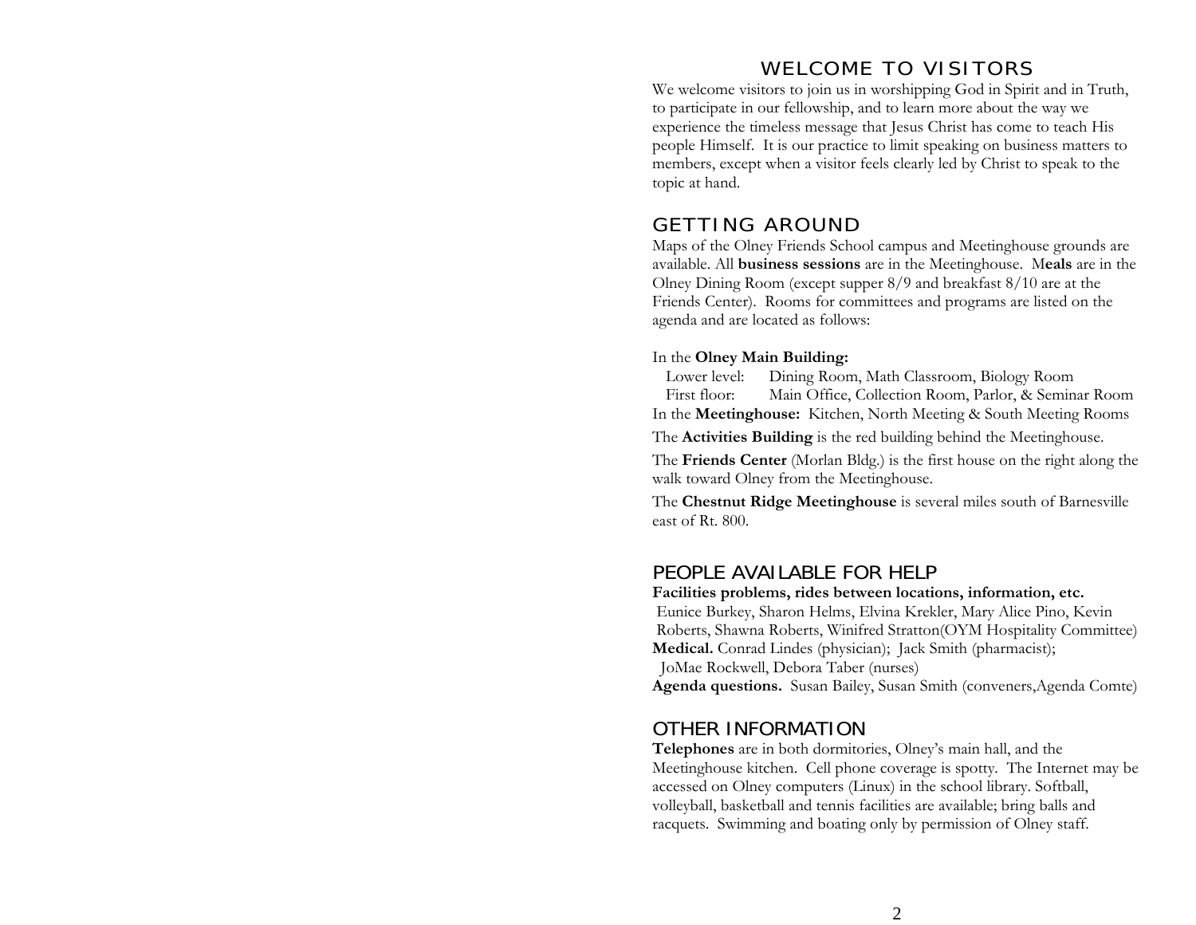## WELCOME TO VISITORS

We welcome visitors to join us in worshipping God in Spirit and in Truth, to participate in our fellowship, and to learn more about the way we experience the timeless message that Jesus Christ has come to teach His people Himself. It is our practice to limit speaking on business matters to members, except when a visitor feels clearly led by Christ to speak to the topic at hand.

## GETTING AROUND

Maps of the Olney Friends School campus and Meetinghouse grounds are available. All **business sessions** are in the Meetinghouse. M**eals** are in the Olney Dining Room (except supper 8/9 and breakfast 8/10 are at the Friends Center). Rooms for committees and programs are listed on the agenda and are located as follows:

In the **Olney Main Building:**
- Lower level: Dining Room, Math Classroom, Biology Room
- First floor: Main Office, Collection Room, Parlor, & Seminar Room

In the **Meetinghouse:** Kitchen, North Meeting & South Meeting Rooms

The **Activities Building** is the red building behind the Meetinghouse.

The **Friends Center** (Morlan Bldg.) is the first house on the right along the walk toward Olney from the Meetinghouse.

The **Chestnut Ridge Meetinghouse** is several miles south of Barnesville east of Rt. 800.

## PEOPLE AVAILABLE FOR HELP

**Facilities problems, rides between locations, information, etc.**
Eunice Burkey, Sharon Helms, Elvina Krekler, Mary Alice Pino, Kevin Roberts, Shawna Roberts, Winifred Stratton(OYM Hospitality Committee)
**Medical.** Conrad Lindes (physician); Jack Smith (pharmacist); JoMae Rockwell, Debora Taber (nurses)
**Agenda questions.** Susan Bailey, Susan Smith (conveners,Agenda Comte)

## OTHER INFORMATION

**Telephones** are in both dormitories, Olney's main hall, and the Meetinghouse kitchen. Cell phone coverage is spotty. The Internet may be accessed on Olney computers (Linux) in the school library. Softball, volleyball, basketball and tennis facilities are available; bring balls and racquets. Swimming and boating only by permission of Olney staff.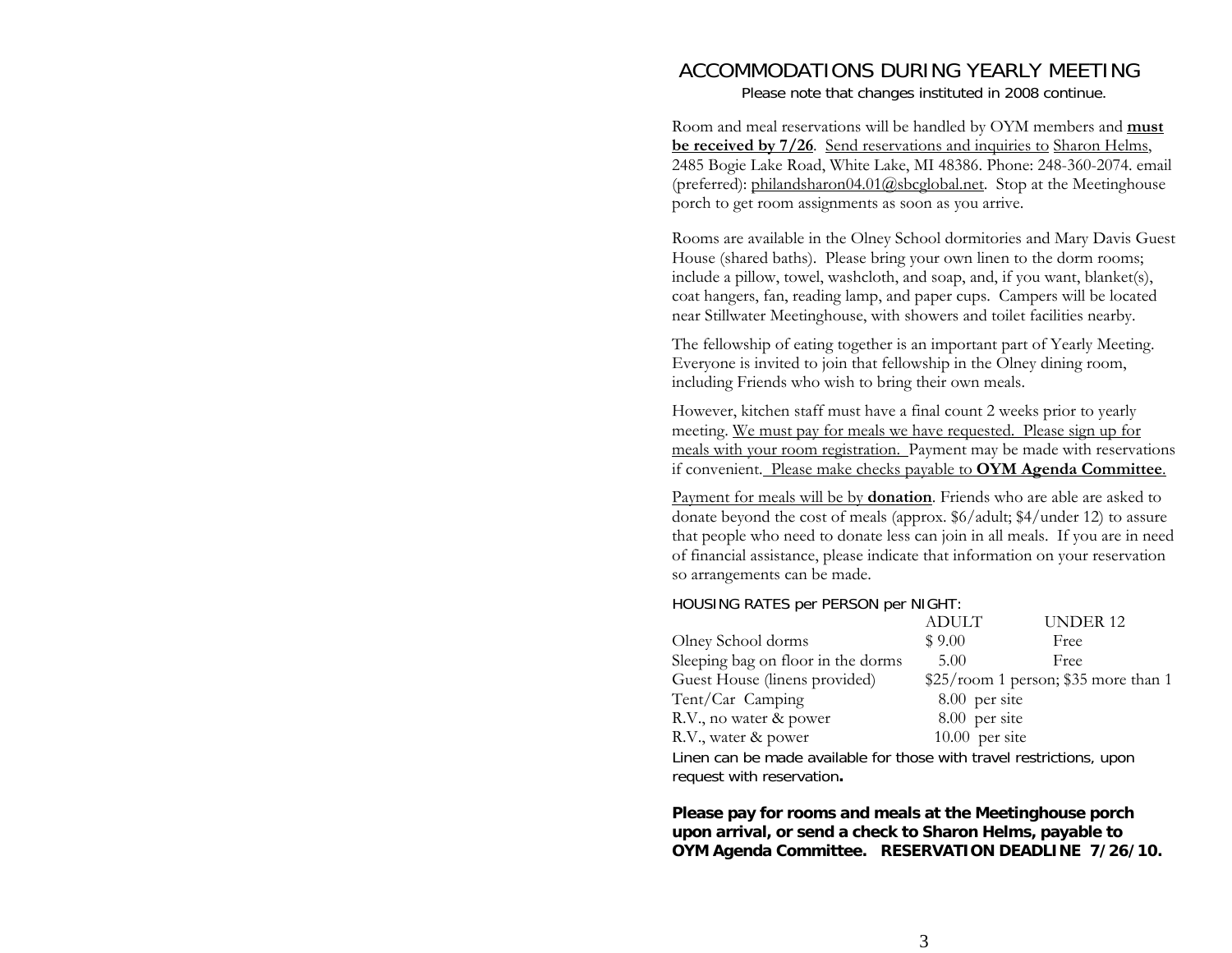# ACCOMMODATIONS DURING YEARLY MEETING

Please note that changes instituted in 2008 continue.

Room and meal reservations will be handled by OYM members and **must be received by 7/26**. Send reservations and inquiries to Sharon Helms, 2485 Bogie Lake Road, White Lake, MI 48386. Phone: 248-360-2074. email (preferred): philandsharon04.01@sbcglobal.net. Stop at the Meetinghouse porch to get room assignments as soon as you arrive.

Rooms are available in the Olney School dormitories and Mary Davis Guest House (shared baths). Please bring your own linen to the dorm rooms; include a pillow, towel, washcloth, and soap, and, if you want, blanket(s), coat hangers, fan, reading lamp, and paper cups. Campers will be located near Stillwater Meetinghouse, with showers and toilet facilities nearby.

The fellowship of eating together is an important part of Yearly Meeting. Everyone is invited to join that fellowship in the Olney dining room, including Friends who wish to bring their own meals.

However, kitchen staff must have a final count 2 weeks prior to yearly meeting. We must pay for meals we have requested. Please sign up for meals with your room registration. Payment may be made with reservations if convenient. Please make checks payable to **OYM Agenda Committee**.

Payment for meals will be by **donation**. Friends who are able are asked to donate beyond the cost of meals (approx. $6/adult; $4/under 12) to assure that people who need to donate less can join in all meals. If you are in need of financial assistance, please indicate that information on your reservation so arrangements can be made.

HOUSING RATES per PERSON per NIGHT:

| | ADULT | UNDER 12 |
|---|---|---|
| Olney School dorms | $ 9.00 | Free |
| Sleeping bag on floor in the dorms | 5.00 | Free |
| Guest House (linens provided) | $25/room 1 person; $35 more than 1 | |
| Tent/Car Camping | 8.00 per site | |
| R.V., no water & power | 8.00 per site | |
| R.V., water & power | 10.00 per site | |

Linen can be made available for those with travel restrictions, upon request with reservation**.**

**Please pay for rooms and meals at the Meetinghouse porch upon arrival, or send a check to Sharon Helms, payable to OYM Agenda Committee. RESERVATION DEADLINE 7/26/10.**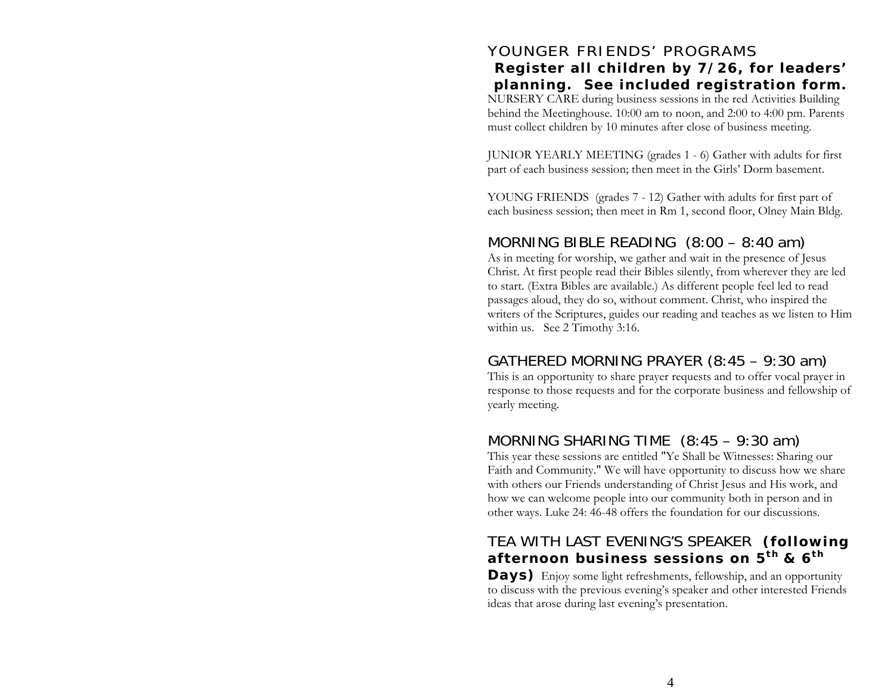## YOUNGER FRIENDS' PROGRAMS

**Register all children by 7/26, for leaders' planning. See included registration form.**

NURSERY CARE during business sessions in the red Activities Building behind the Meetinghouse. 10:00 am to noon, and 2:00 to 4:00 pm. Parents must collect children by 10 minutes after close of business meeting.

JUNIOR YEARLY MEETING (grades 1 - 6) Gather with adults for first part of each business session; then meet in the Girls' Dorm basement.

YOUNG FRIENDS (grades 7 - 12) Gather with adults for first part of each business session; then meet in Rm 1, second floor, Olney Main Bldg.

## MORNING BIBLE READING (8:00 – 8:40 am)

As in meeting for worship, we gather and wait in the presence of Jesus Christ. At first people read their Bibles silently, from wherever they are led to start. (Extra Bibles are available.) As different people feel led to read passages aloud, they do so, without comment. Christ, who inspired the writers of the Scriptures, guides our reading and teaches as we listen to Him within us. See 2 Timothy 3:16.

## GATHERED MORNING PRAYER (8:45 – 9:30 am)

This is an opportunity to share prayer requests and to offer vocal prayer in response to those requests and for the corporate business and fellowship of yearly meeting.

## MORNING SHARING TIME (8:45 – 9:30 am)

This year these sessions are entitled "Ye Shall be Witnesses: Sharing our Faith and Community." We will have opportunity to discuss how we share with others our Friends understanding of Christ Jesus and His work, and how we can welcome people into our community both in person and in other ways. Luke 24: 46-48 offers the foundation for our discussions.

## TEA WITH LAST EVENING'S SPEAKER **(following afternoon business sessions on 5th & 6th Days)**

Enjoy some light refreshments, fellowship, and an opportunity to discuss with the previous evening's speaker and other interested Friends ideas that arose during last evening's presentation.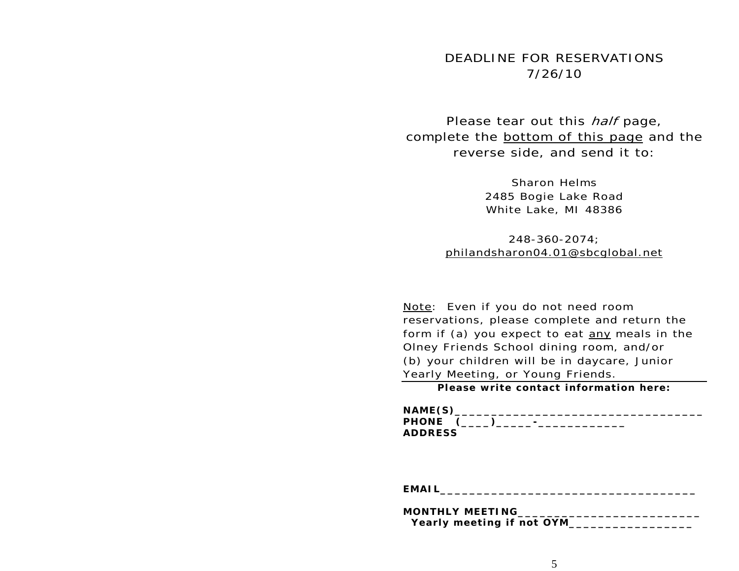DEADLINE FOR RESERVATIONS
7/26/10

Please tear out this *half* page, complete the <u>bottom of this page</u> and the reverse side, and send it to:

Sharon Helms
2485 Bogie Lake Road
White Lake, MI 48386

248-360-2074;
philandsharon04.01@sbcglobal.net

<u>Note</u>: Even if you do not need room reservations, please complete and return the form if (a) you expect to eat <u>any</u> meals in the Olney Friends School dining room, and/or (b) your children will be in daycare, Junior Yearly Meeting, or Young Friends.

---

**Please write contact information here:**

**NAME(S)**___________________________________
**PHONE (____)_____-____________**
**ADDRESS**

**EMAIL**____________________________________

**MONTHLY MEETING**___________________________
**Yearly meeting if not OYM**________________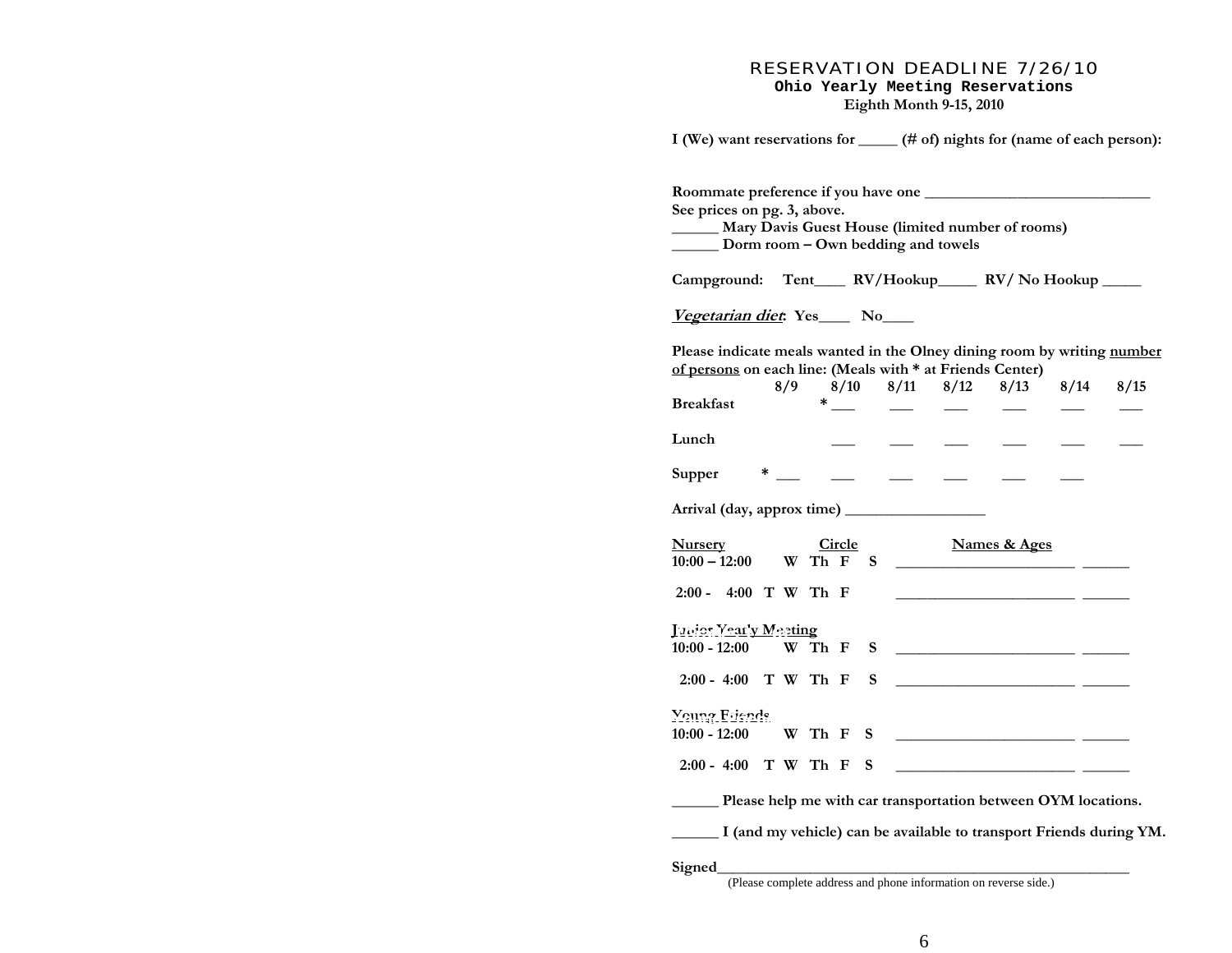# RESERVATION DEADLINE 7/26/10

## Ohio Yearly Meeting Reservations

**Eighth Month 9-15, 2010**

**I (We) want reservations for _____ (# of) nights for (name of each person):**

**Roommate preference if you have one ______________________________**

**See prices on pg. 3, above.**

**______ Mary Davis Guest House (limited number of rooms)**

**______ Dorm room – Own bedding and towels**

**Campground: Tent____ RV/Hookup_____ RV/ No Hookup _____**

***Vegetarian diet*: Yes____ No____**

**Please indicate meals wanted in the Olney dining room by writing <u>number of persons</u> on each line: (Meals with * at Friends Center)**

| | 8/9 | 8/10 | 8/11 | 8/12 | 8/13 | 8/14 | 8/15 |
|---|---|---|---|---|---|---|---|
| **Breakfast** | | * ___ | ___ | ___ | ___ | ___ | ___ |
| **Lunch** | | ___ | ___ | ___ | ___ | ___ | ___ |
| **Supper** | * ___ | ___ | ___ | ___ | ___ | ___ | |

**Arrival (day, approx time) __________________**

| <u>Nursery</u> | <u>Circle</u> | <u>Names & Ages</u> |
|---|---|---|
| **10:00 – 12:00** | **W Th F S** | ________________________ ______ |
| **2:00 - 4:00** | **T W Th F** | ________________________ ______ |
| **<u>Junior Yearly Meeting</u>** | | |
| **10:00 - 12:00** | **W Th F S** | ________________________ ______ |
| **2:00 - 4:00** | **T W Th F S** | ________________________ ______ |
| **<u>Young Friends</u>** | | |
| **10:00 - 12:00** | **W Th F S** | ________________________ ______ |
| **2:00 - 4:00** | **T W Th F S** | ________________________ ______ |

**______ Please help me with car transportation between OYM locations.**

**______ I (and my vehicle) can be available to transport Friends during YM.**

**Signed________________________________________________________**

(Please complete address and phone information on reverse side.)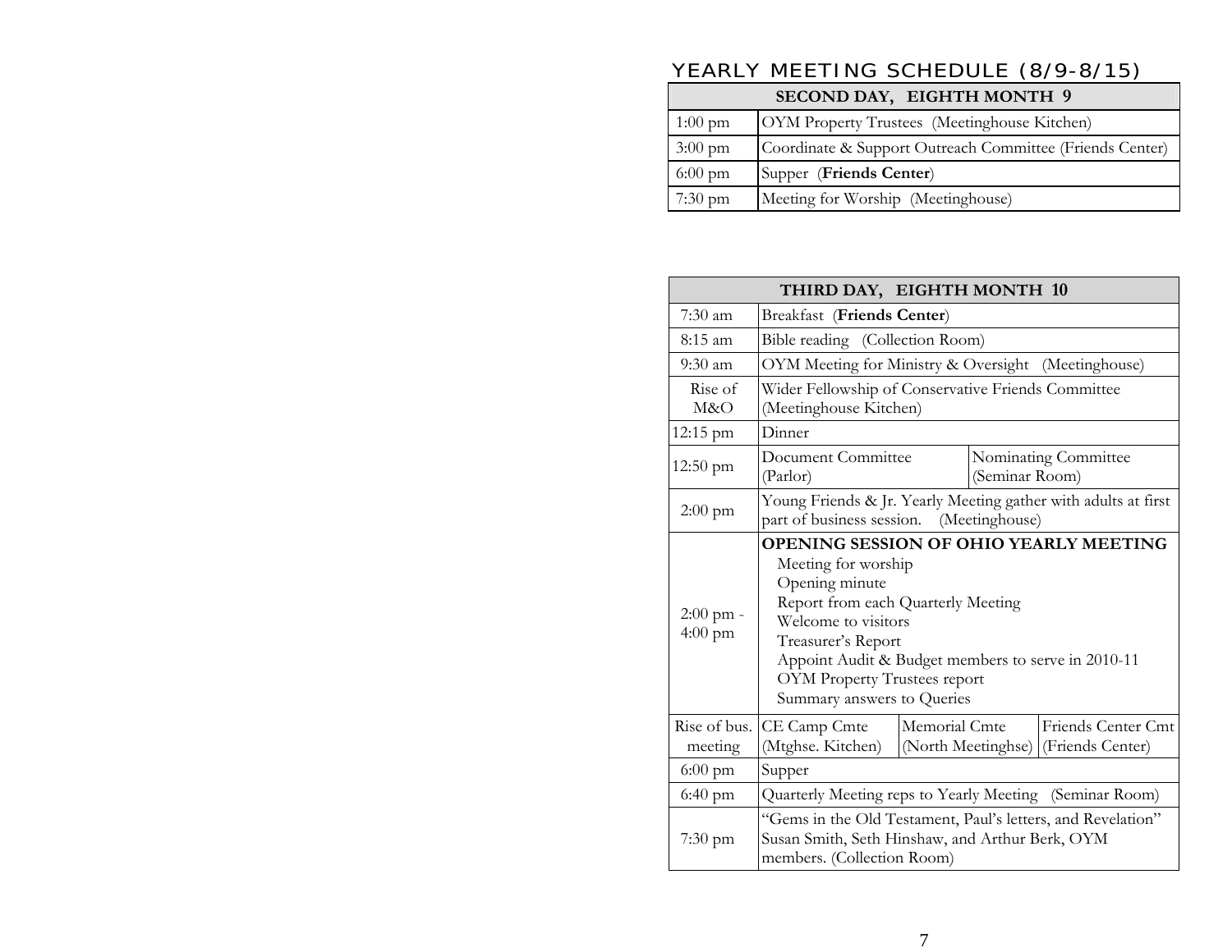## YEARLY MEETING SCHEDULE (8/9-8/15)

| SECOND DAY, EIGHTH MONTH 9 | |
|---|---|
| 1:00 pm | OYM Property Trustees (Meetinghouse Kitchen) |
| 3:00 pm | Coordinate & Support Outreach Committee (Friends Center) |
| 6:00 pm | Supper (**Friends Center**) |
| 7:30 pm | Meeting for Worship (Meetinghouse) |

| THIRD DAY, EIGHTH MONTH 10 | | | |
|---|---|---|---|
| 7:30 am | Breakfast (**Friends Center**) | | |
| 8:15 am | Bible reading (Collection Room) | | |
| 9:30 am | OYM Meeting for Ministry & Oversight (Meetinghouse) | | |
| Rise of M&O | Wider Fellowship of Conservative Friends Committee (Meetinghouse Kitchen) | | |
| 12:15 pm | Dinner | | |
| 12:50 pm | Document Committee (Parlor) | Nominating Committee (Seminar Room) | |
| 2:00 pm | Young Friends & Jr. Yearly Meeting gather with adults at first part of business session. (Meetinghouse) | | |
| 2:00 pm - 4:00 pm | **OPENING SESSION OF OHIO YEARLY MEETING**<br>Meeting for worship<br>Opening minute<br>Report from each Quarterly Meeting<br>Welcome to visitors<br>Treasurer's Report<br>Appoint Audit & Budget members to serve in 2010-11<br>OYM Property Trustees report<br>Summary answers to Queries | | |
| Rise of bus. meeting | CE Camp Cmte (Mtghse. Kitchen) | Memorial Cmte (North Meetinghse) | Friends Center Cmt (Friends Center) |
| 6:00 pm | Supper | | |
| 6:40 pm | Quarterly Meeting reps to Yearly Meeting (Seminar Room) | | |
| 7:30 pm | "Gems in the Old Testament, Paul's letters, and Revelation" Susan Smith, Seth Hinshaw, and Arthur Berk, OYM members. (Collection Room) | | |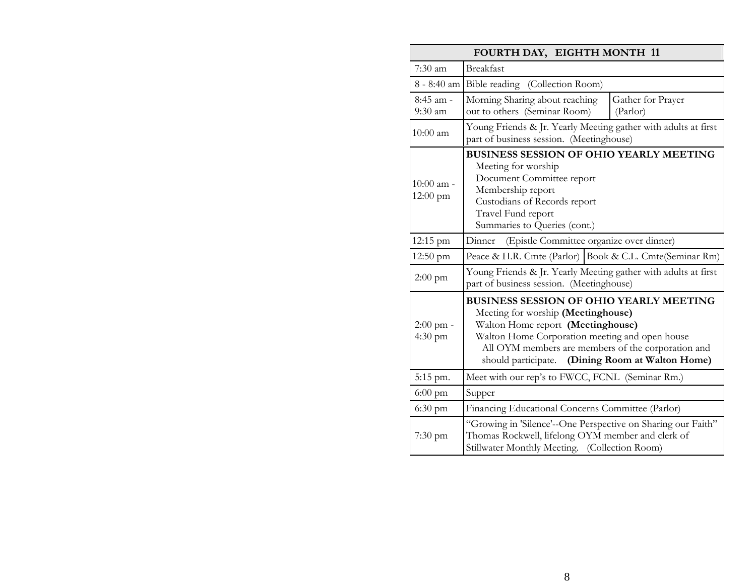| FOURTH DAY, EIGHTH MONTH 11 | | |
|---|---|---|
| 7:30 am | Breakfast | |
| 8 - 8:40 am | Bible reading (Collection Room) | |
| 8:45 am - 9:30 am | Morning Sharing about reaching out to others (Seminar Room) | Gather for Prayer (Parlor) |
| 10:00 am | Young Friends & Jr. Yearly Meeting gather with adults at first part of business session. (Meetinghouse) | |
| 10:00 am - 12:00 pm | **BUSINESS SESSION OF OHIO YEARLY MEETING**<br>Meeting for worship<br>Document Committee report<br>Membership report<br>Custodians of Records report<br>Travel Fund report<br>Summaries to Queries (cont.) | |
| 12:15 pm | Dinner (Epistle Committee organize over dinner) | |
| 12:50 pm | Peace & H.R. Cmte (Parlor) | Book & C.L. Cmte(Seminar Rm) |
| 2:00 pm | Young Friends & Jr. Yearly Meeting gather with adults at first part of business session. (Meetinghouse) | |
| 2:00 pm - 4:30 pm | **BUSINESS SESSION OF OHIO YEARLY MEETING**<br>Meeting for worship **(Meetinghouse)**<br>Walton Home report **(Meetinghouse)**<br>Walton Home Corporation meeting and open house<br>All OYM members are members of the corporation and should participate. **(Dining Room at Walton Home)** | |
| 5:15 pm. | Meet with our rep's to FWCC, FCNL (Seminar Rm.) | |
| 6:00 pm | Supper | |
| 6:30 pm | Financing Educational Concerns Committee (Parlor) | |
| 7:30 pm | "Growing in 'Silence'--One Perspective on Sharing our Faith"<br>Thomas Rockwell, lifelong OYM member and clerk of Stillwater Monthly Meeting. (Collection Room) | |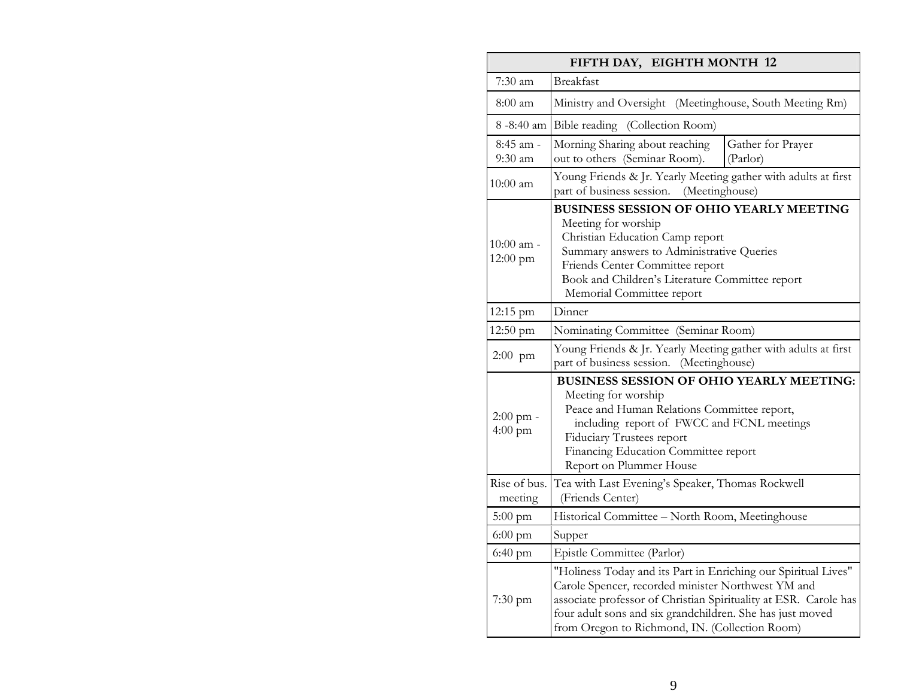| FIFTH DAY, EIGHTH MONTH 12 | | |
|---|---|---|
| 7:30 am | Breakfast | |
| 8:00 am | Ministry and Oversight (Meetinghouse, South Meeting Rm) | |
| 8 -8:40 am | Bible reading (Collection Room) | |
| 8:45 am - 9:30 am | Morning Sharing about reaching out to others (Seminar Room). | Gather for Prayer (Parlor) |
| 10:00 am | Young Friends & Jr. Yearly Meeting gather with adults at first part of business session. (Meetinghouse) | |
| 10:00 am - 12:00 pm | **BUSINESS SESSION OF OHIO YEARLY MEETING**<br>Meeting for worship<br>Christian Education Camp report<br>Summary answers to Administrative Queries<br>Friends Center Committee report<br>Book and Children's Literature Committee report<br>Memorial Committee report | |
| 12:15 pm | Dinner | |
| 12:50 pm | Nominating Committee (Seminar Room) | |
| 2:00 pm | Young Friends & Jr. Yearly Meeting gather with adults at first part of business session. (Meetinghouse) | |
| 2:00 pm - 4:00 pm | **BUSINESS SESSION OF OHIO YEARLY MEETING:**<br>Meeting for worship<br>Peace and Human Relations Committee report, including report of FWCC and FCNL meetings<br>Fiduciary Trustees report<br>Financing Education Committee report<br>Report on Plummer House | |
| Rise of bus. meeting | Tea with Last Evening's Speaker, Thomas Rockwell (Friends Center) | |
| 5:00 pm | Historical Committee – North Room, Meetinghouse | |
| 6:00 pm | Supper | |
| 6:40 pm | Epistle Committee (Parlor) | |
| 7:30 pm | "Holiness Today and its Part in Enriching our Spiritual Lives" Carole Spencer, recorded minister Northwest YM and associate professor of Christian Spirituality at ESR. Carole has four adult sons and six grandchildren. She has just moved from Oregon to Richmond, IN. (Collection Room) | |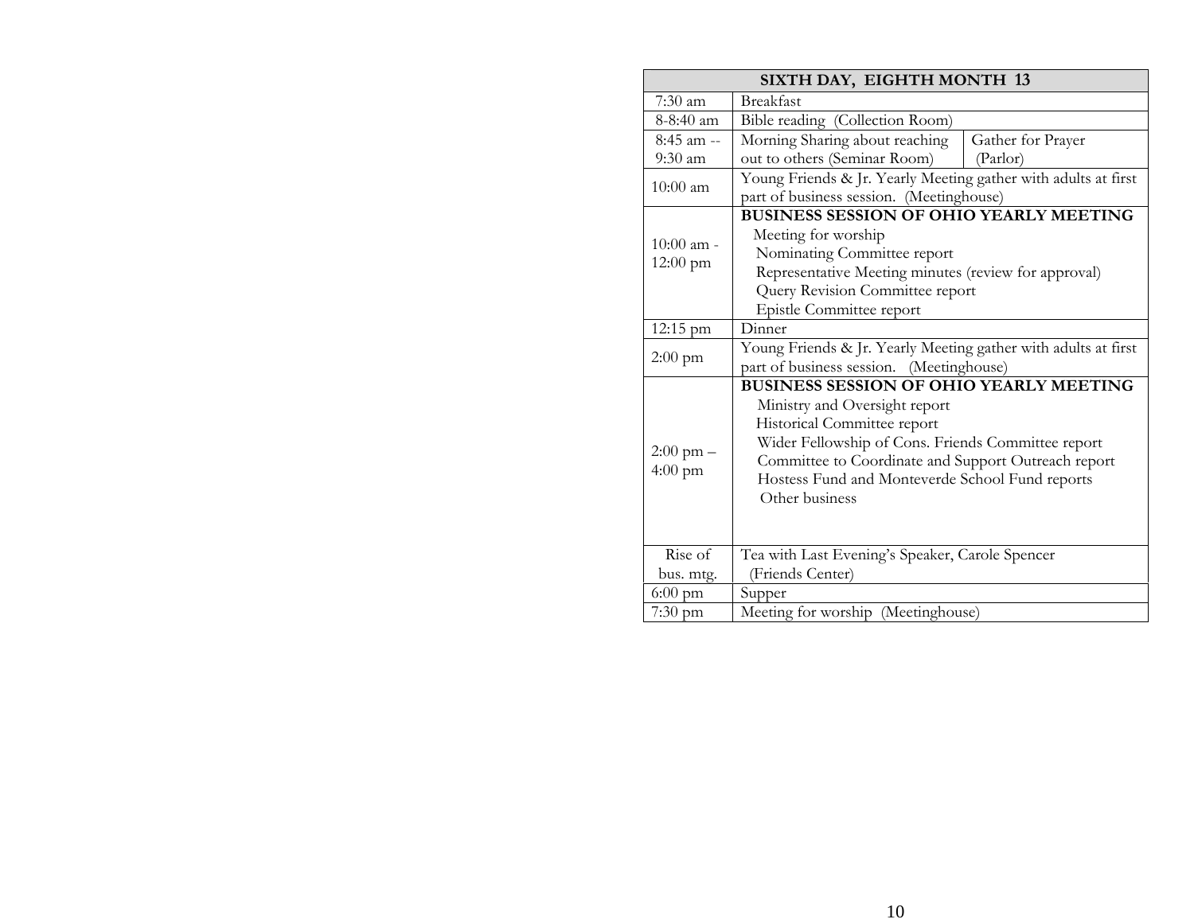| SIXTH DAY, EIGHTH MONTH 13 | | |
|---|---|---|
| 7:30 am | Breakfast | |
| 8-8:40 am | Bible reading (Collection Room) | |
| 8:45 am -- 9:30 am | Morning Sharing about reaching out to others (Seminar Room) | Gather for Prayer (Parlor) |
| 10:00 am | Young Friends & Jr. Yearly Meeting gather with adults at first part of business session. (Meetinghouse) | |
| 10:00 am - 12:00 pm | **BUSINESS SESSION OF OHIO YEARLY MEETING**<br>Meeting for worship<br>Nominating Committee report<br>Representative Meeting minutes (review for approval)<br>Query Revision Committee report<br>Epistle Committee report | |
| 12:15 pm | Dinner | |
| 2:00 pm | Young Friends & Jr. Yearly Meeting gather with adults at first part of business session. (Meetinghouse) | |
| 2:00 pm – 4:00 pm | **BUSINESS SESSION OF OHIO YEARLY MEETING**<br>Ministry and Oversight report<br>Historical Committee report<br>Wider Fellowship of Cons. Friends Committee report<br>Committee to Coordinate and Support Outreach report<br>Hostess Fund and Monteverde School Fund reports<br>Other business | |
| Rise of bus. mtg. | Tea with Last Evening's Speaker, Carole Spencer (Friends Center) | |
| 6:00 pm | Supper | |
| 7:30 pm | Meeting for worship (Meetinghouse) | |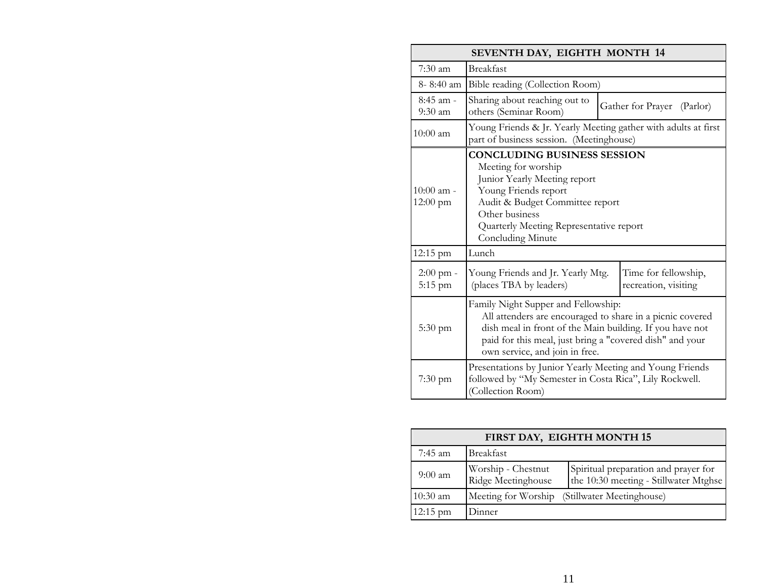| SEVENTH DAY, EIGHTH MONTH 14 | | |
|---|---|---|
| 7:30 am | Breakfast | |
| 8- 8:40 am | Bible reading (Collection Room) | |
| 8:45 am - 9:30 am | Sharing about reaching out to others (Seminar Room) | Gather for Prayer (Parlor) |
| 10:00 am | Young Friends & Jr. Yearly Meeting gather with adults at first part of business session. (Meetinghouse) | |
| 10:00 am - 12:00 pm | **CONCLUDING BUSINESS SESSION**<br>Meeting for worship<br>Junior Yearly Meeting report<br>Young Friends report<br>Audit & Budget Committee report<br>Other business<br>Quarterly Meeting Representative report<br>Concluding Minute | |
| 12:15 pm | Lunch | |
| 2:00 pm - 5:15 pm | Young Friends and Jr. Yearly Mtg. (places TBA by leaders) | Time for fellowship, recreation, visiting |
| 5:30 pm | Family Night Supper and Fellowship:<br>All attenders are encouraged to share in a picnic covered dish meal in front of the Main building. If you have not paid for this meal, just bring a "covered dish" and your own service, and join in free. | |
| 7:30 pm | Presentations by Junior Yearly Meeting and Young Friends followed by "My Semester in Costa Rica", Lily Rockwell. (Collection Room) | |

| FIRST DAY, EIGHTH MONTH 15 | | |
|---|---|---|
| 7:45 am | Breakfast | |
| 9:00 am | Worship - Chestnut Ridge Meetinghouse | Spiritual preparation and prayer for the 10:30 meeting - Stillwater Mtghse |
| 10:30 am | Meeting for Worship (Stillwater Meetinghouse) | |
| 12:15 pm | Dinner | |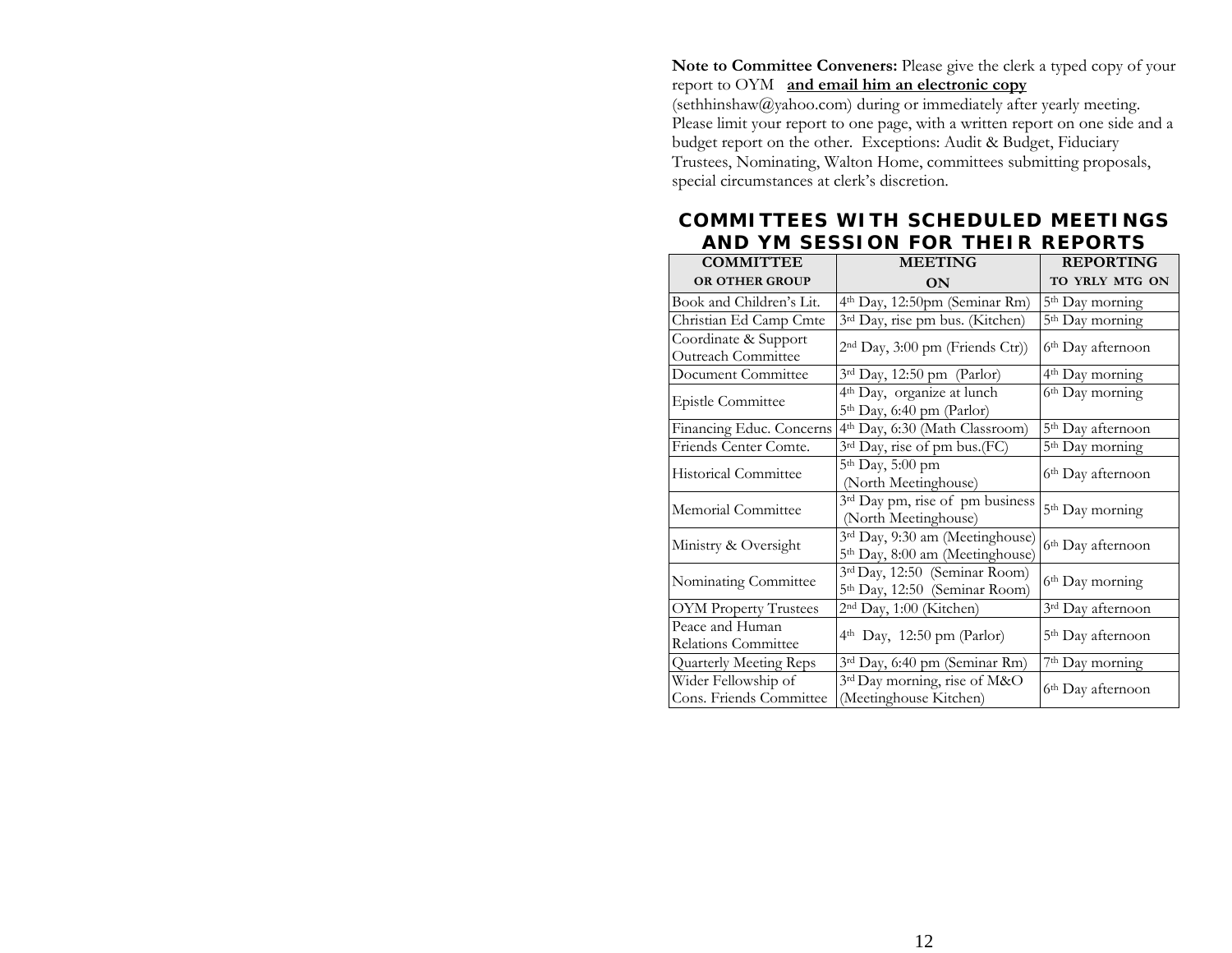**Note to Committee Conveners:** Please give the clerk a typed copy of your report to OYM **and email him an electronic copy** (sethhinshaw@yahoo.com) during or immediately after yearly meeting. Please limit your report to one page, with a written report on one side and a budget report on the other. Exceptions: Audit & Budget, Fiduciary Trustees, Nominating, Walton Home, committees submitting proposals, special circumstances at clerk's discretion.

## COMMITTEES WITH SCHEDULED MEETINGS AND YM SESSION FOR THEIR REPORTS

| COMMITTEE OR OTHER GROUP | MEETING ON | REPORTING TO YRLY MTG ON |
|---|---|---|
| Book and Children's Lit. | 4th Day, 12:50pm (Seminar Rm) | 5th Day morning |
| Christian Ed Camp Cmte | 3rd Day, rise pm bus. (Kitchen) | 5th Day morning |
| Coordinate & Support Outreach Committee | 2nd Day, 3:00 pm (Friends Ctr)) | 6th Day afternoon |
| Document Committee | 3rd Day, 12:50 pm (Parlor) | 4th Day morning |
| Epistle Committee | 4th Day, organize at lunch<br>5th Day, 6:40 pm (Parlor) | 6th Day morning |
| Financing Educ. Concerns | 4th Day, 6:30 (Math Classroom) | 5th Day afternoon |
| Friends Center Comte. | 3rd Day, rise of pm bus.(FC) | 5th Day morning |
| Historical Committee | 5th Day, 5:00 pm (North Meetinghouse) | 6th Day afternoon |
| Memorial Committee | 3rd Day pm, rise of pm business (North Meetinghouse) | 5th Day morning |
| Ministry & Oversight | 3rd Day, 9:30 am (Meetinghouse)<br>5th Day, 8:00 am (Meetinghouse) | 6th Day afternoon |
| Nominating Committee | 3rd Day, 12:50 (Seminar Room)<br>5th Day, 12:50 (Seminar Room) | 6th Day morning |
| OYM Property Trustees | 2nd Day, 1:00 (Kitchen) | 3rd Day afternoon |
| Peace and Human Relations Committee | 4th Day, 12:50 pm (Parlor) | 5th Day afternoon |
| Quarterly Meeting Reps | 3rd Day, 6:40 pm (Seminar Rm) | 7th Day morning |
| Wider Fellowship of Cons. Friends Committee | 3rd Day morning, rise of M&O (Meetinghouse Kitchen) | 6th Day afternoon |